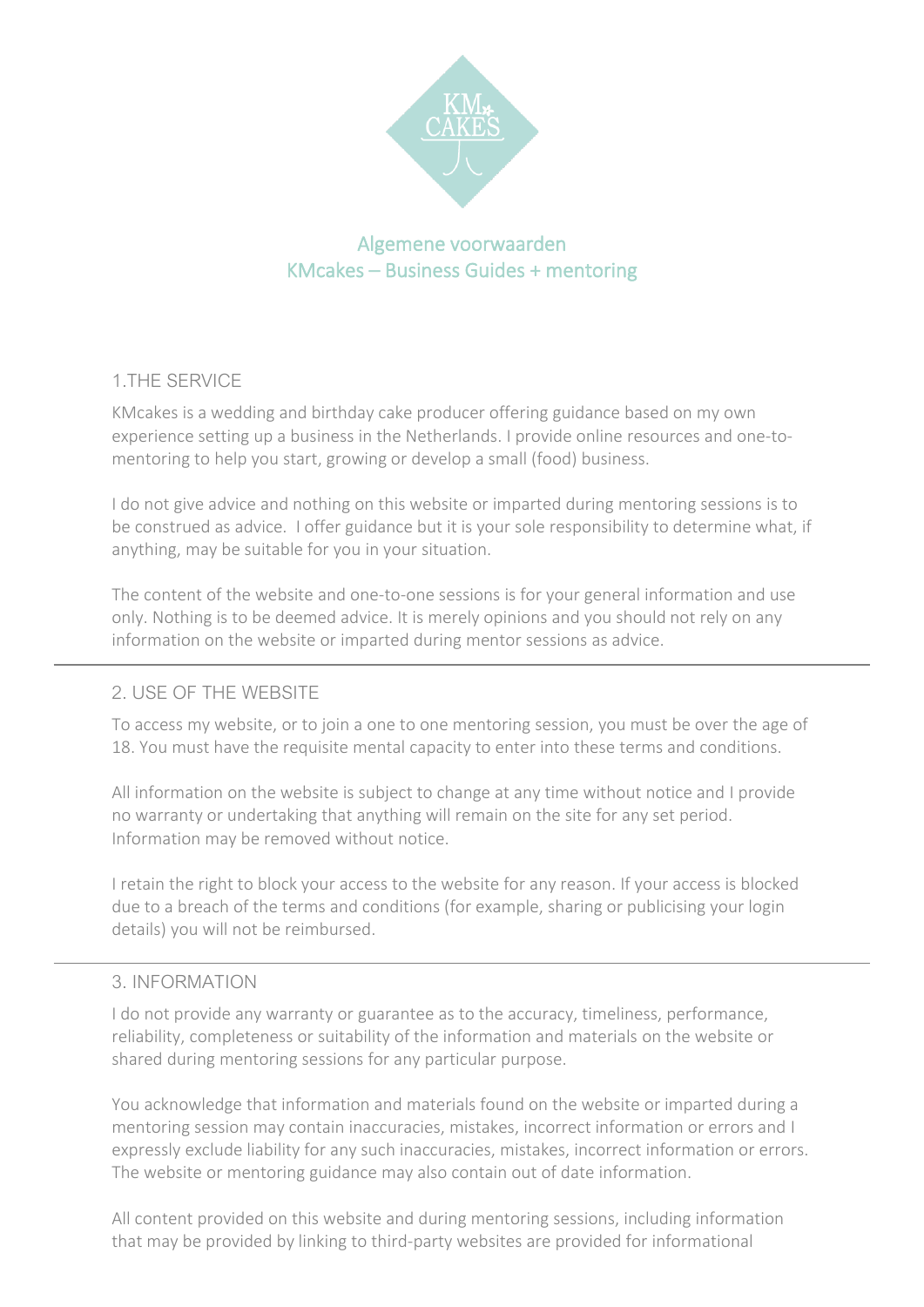# Algemene voorwaarden
## KMcakes – Business Guides + mentoring

### 1.THE SERVICE

KMcakes is a wedding and birthday cake producer offering guidance based on my own experience setting up a business in the Netherlands. I provide online resources and one-to-mentoring to help you start, growing or develop a small (food) business.

I do not give advice and nothing on this website or imparted during mentoring sessions is to be construed as advice. I offer guidance but it is your sole responsibility to determine what, if anything, may be suitable for you in your situation.

The content of the website and one-to-one sessions is for your general information and use only. Nothing is to be deemed advice. It is merely opinions and you should not rely on any information on the website or imparted during mentor sessions as advice.

---

### 2. USE OF THE WEBSITE

To access my website, or to join a one to one mentoring session, you must be over the age of 18. You must have the requisite mental capacity to enter into these terms and conditions.

All information on the website is subject to change at any time without notice and I provide no warranty or undertaking that anything will remain on the site for any set period. Information may be removed without notice.

I retain the right to block your access to the website for any reason. If your access is blocked due to a breach of the terms and conditions (for example, sharing or publicising your login details) you will not be reimbursed.

---

### 3. INFORMATION

I do not provide any warranty or guarantee as to the accuracy, timeliness, performance, reliability, completeness or suitability of the information and materials on the website or shared during mentoring sessions for any particular purpose.

You acknowledge that information and materials found on the website or imparted during a mentoring session may contain inaccuracies, mistakes, incorrect information or errors and I expressly exclude liability for any such inaccuracies, mistakes, incorrect information or errors. The website or mentoring guidance may also contain out of date information.

All content provided on this website and during mentoring sessions, including information that may be provided by linking to third-party websites are provided for informational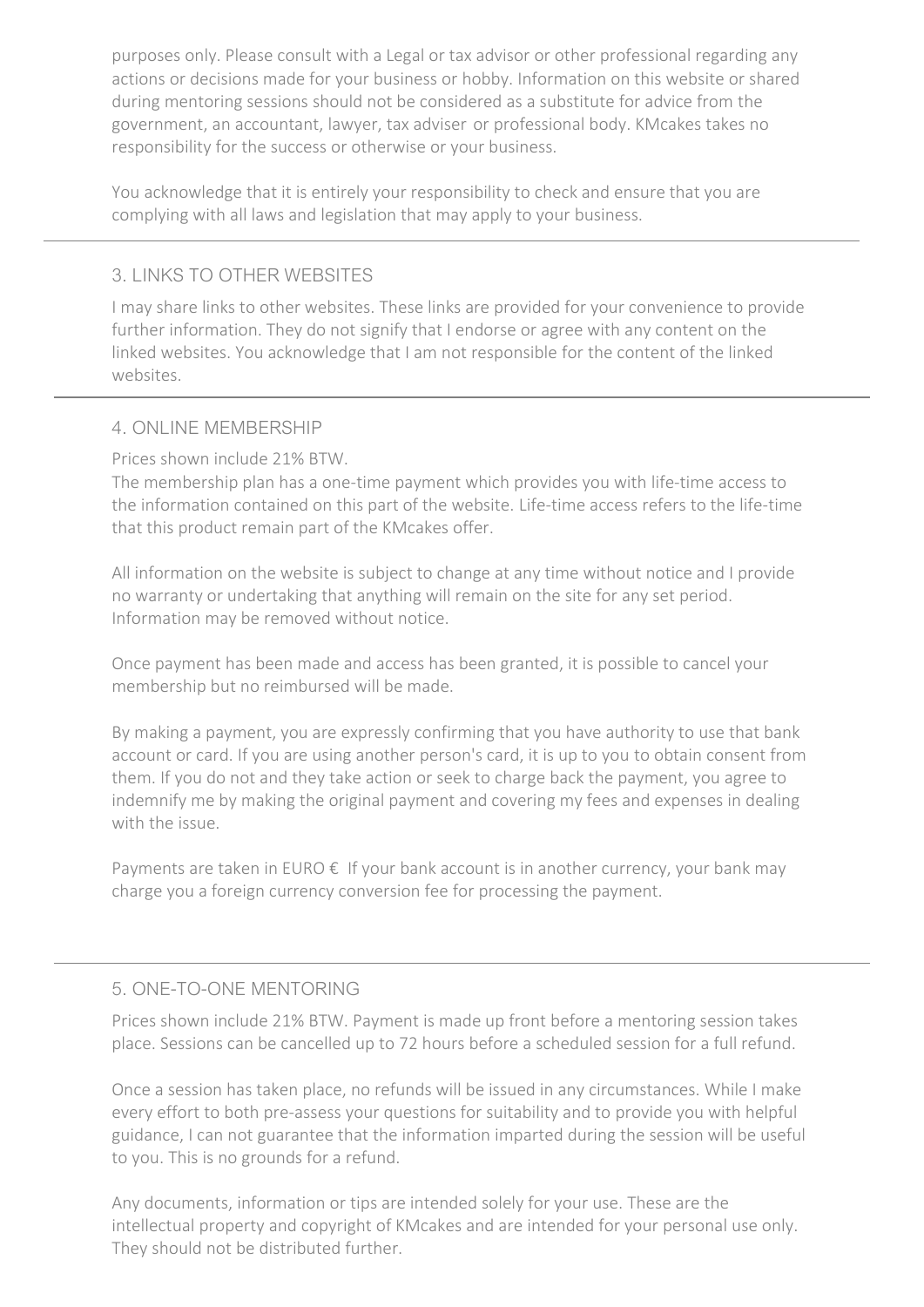purposes only. Please consult with a Legal or tax advisor or other professional regarding any actions or decisions made for your business or hobby. Information on this website or shared during mentoring sessions should not be considered as a substitute for advice from the government, an accountant, lawyer, tax adviser or professional body. KMcakes takes no responsibility for the success or otherwise or your business.

You acknowledge that it is entirely your responsibility to check and ensure that you are complying with all laws and legislation that may apply to your business.

---

## 3. LINKS TO OTHER WEBSITES

I may share links to other websites. These links are provided for your convenience to provide further information. They do not signify that I endorse or agree with any content on the linked websites. You acknowledge that I am not responsible for the content of the linked websites.

---

## 4. ONLINE MEMBERSHIP

Prices shown include 21% BTW.
The membership plan has a one-time payment which provides you with life-time access to the information contained on this part of the website. Life-time access refers to the life-time that this product remain part of the KMcakes offer.

All information on the website is subject to change at any time without notice and I provide no warranty or undertaking that anything will remain on the site for any set period. Information may be removed without notice.

Once payment has been made and access has been granted, it is possible to cancel your membership but no reimbursed will be made.

By making a payment, you are expressly confirming that you have authority to use that bank account or card. If you are using another person's card, it is up to you to obtain consent from them. If you do not and they take action or seek to charge back the payment, you agree to indemnify me by making the original payment and covering my fees and expenses in dealing with the issue.

Payments are taken in EURO € If your bank account is in another currency, your bank may charge you a foreign currency conversion fee for processing the payment.

---

## 5. ONE-TO-ONE MENTORING

Prices shown include 21% BTW. Payment is made up front before a mentoring session takes place. Sessions can be cancelled up to 72 hours before a scheduled session for a full refund.

Once a session has taken place, no refunds will be issued in any circumstances. While I make every effort to both pre-assess your questions for suitability and to provide you with helpful guidance, I can not guarantee that the information imparted during the session will be useful to you. This is no grounds for a refund.

Any documents, information or tips are intended solely for your use. These are the intellectual property and copyright of KMcakes and are intended for your personal use only. They should not be distributed further.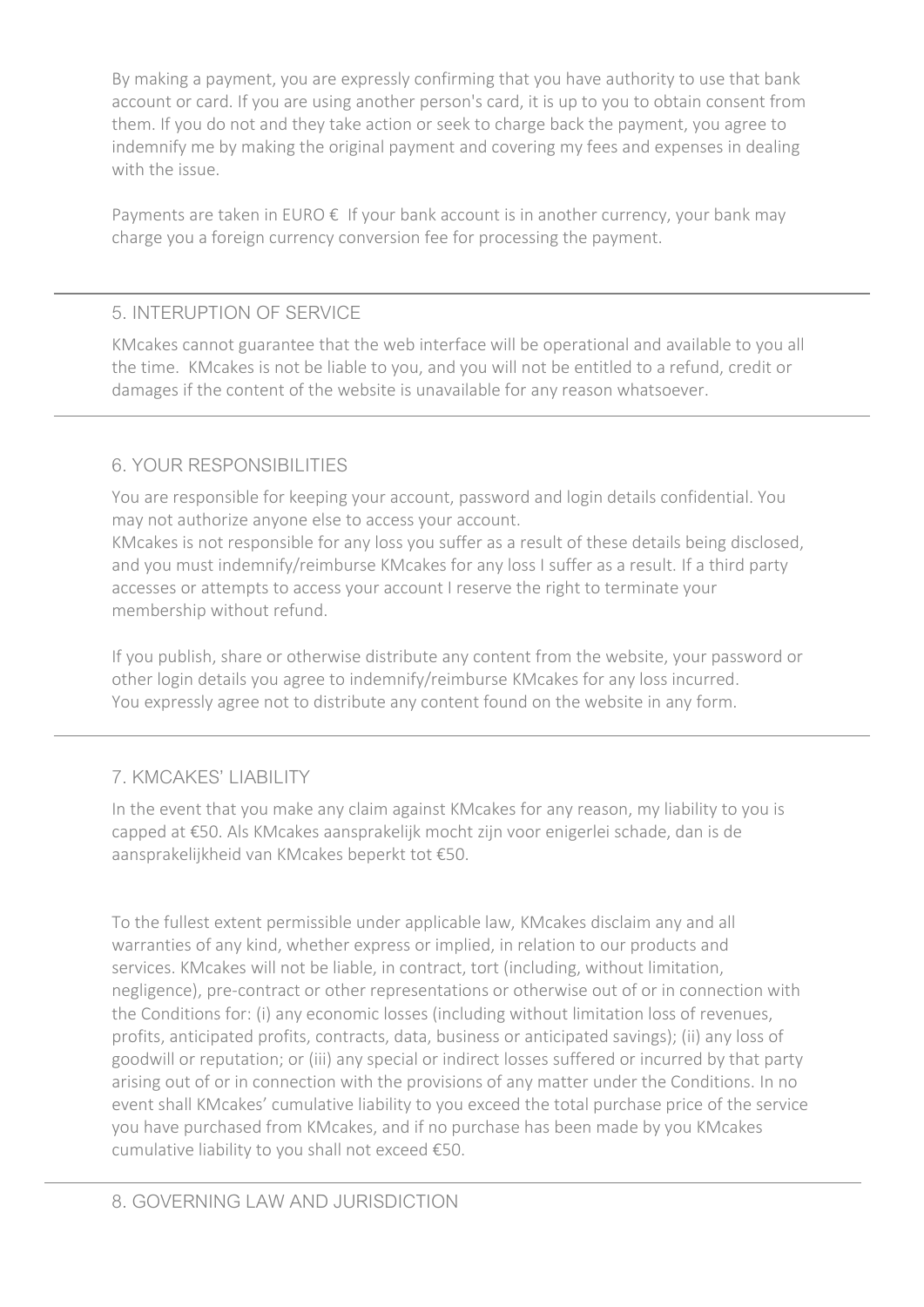By making a payment, you are expressly confirming that you have authority to use that bank account or card. If you are using another person's card, it is up to you to obtain consent from them. If you do not and they take action or seek to charge back the payment, you agree to indemnify me by making the original payment and covering my fees and expenses in dealing with the issue.

Payments are taken in EURO € If your bank account is in another currency, your bank may charge you a foreign currency conversion fee for processing the payment.

---

## 5. INTERUPTION OF SERVICE

KMcakes cannot guarantee that the web interface will be operational and available to you all the time. KMcakes is not be liable to you, and you will not be entitled to a refund, credit or damages if the content of the website is unavailable for any reason whatsoever.

---

## 6. YOUR RESPONSIBILITIES

You are responsible for keeping your account, password and login details confidential. You may not authorize anyone else to access your account.
KMcakes is not responsible for any loss you suffer as a result of these details being disclosed, and you must indemnify/reimburse KMcakes for any loss I suffer as a result. If a third party accesses or attempts to access your account I reserve the right to terminate your membership without refund.

If you publish, share or otherwise distribute any content from the website, your password or other login details you agree to indemnify/reimburse KMcakes for any loss incurred.
You expressly agree not to distribute any content found on the website in any form.

---

## 7. KMCAKES' LIABILITY

In the event that you make any claim against KMcakes for any reason, my liability to you is capped at €50. Als KMcakes aansprakelijk mocht zijn voor enigerlei schade, dan is de aansprakelijkheid van KMcakes beperkt tot €50.

To the fullest extent permissible under applicable law, KMcakes disclaim any and all warranties of any kind, whether express or implied, in relation to our products and services. KMcakes will not be liable, in contract, tort (including, without limitation, negligence), pre-contract or other representations or otherwise out of or in connection with the Conditions for: (i) any economic losses (including without limitation loss of revenues, profits, anticipated profits, contracts, data, business or anticipated savings); (ii) any loss of goodwill or reputation; or (iii) any special or indirect losses suffered or incurred by that party arising out of or in connection with the provisions of any matter under the Conditions. In no event shall KMcakes' cumulative liability to you exceed the total purchase price of the service you have purchased from KMcakes, and if no purchase has been made by you KMcakes cumulative liability to you shall not exceed €50.

---

## 8. GOVERNING LAW AND JURISDICTION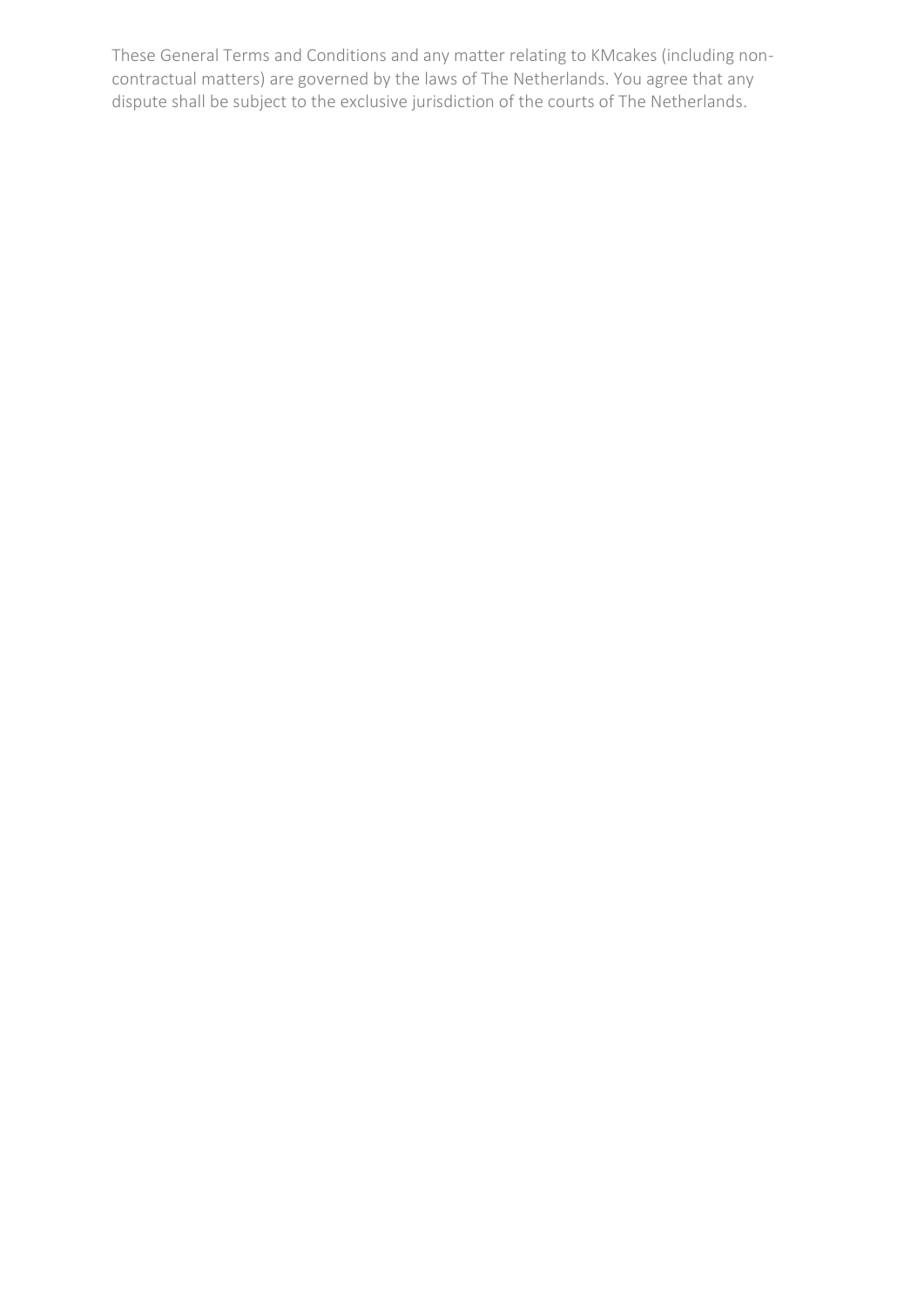These General Terms and Conditions and any matter relating to KMcakes (including non-contractual matters) are governed by the laws of The Netherlands. You agree that any dispute shall be subject to the exclusive jurisdiction of the courts of The Netherlands.